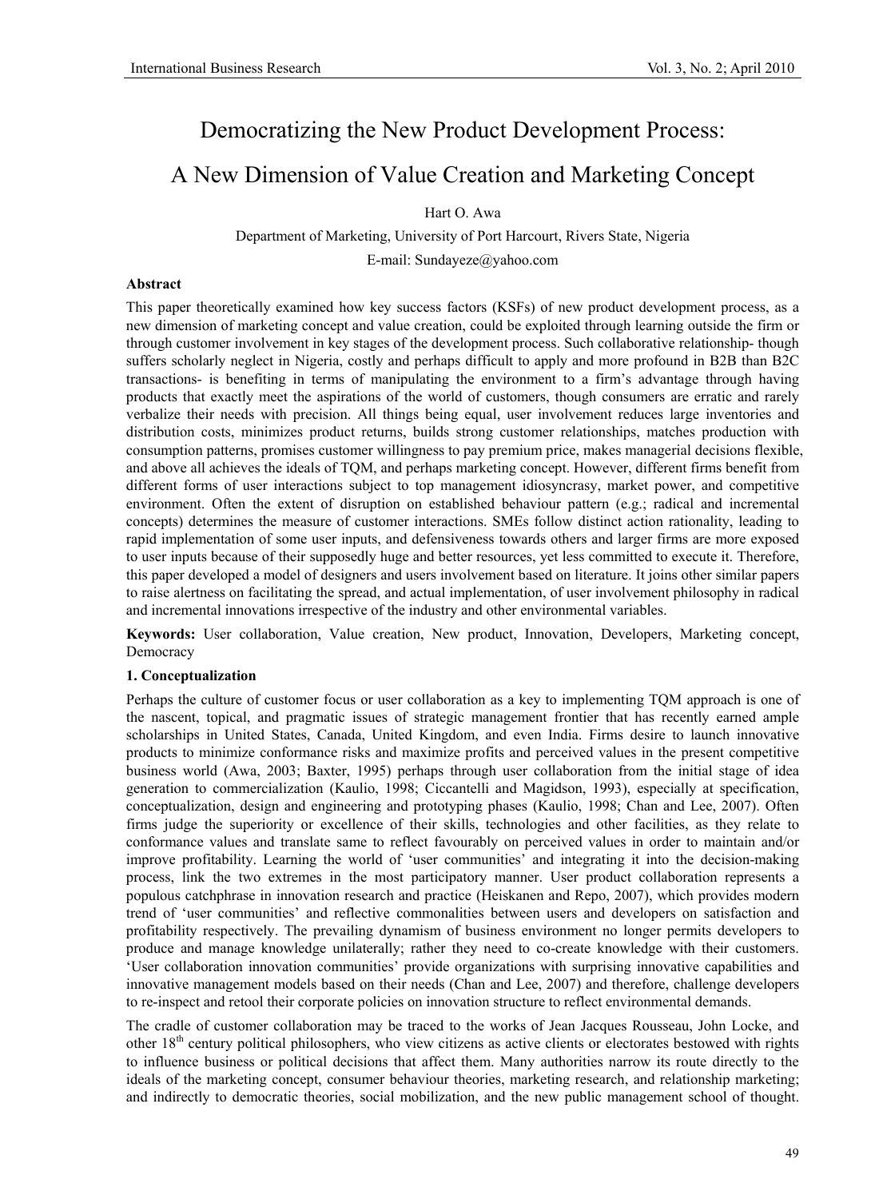# Democratizing the New Product Development Process: A New Dimension of Value Creation and Marketing Concept

Hart O. Awa

Department of Marketing, University of Port Harcourt, Rivers State, Nigeria

E-mail: Sundayeze@yahoo.com

## Abstract

This paper theoretically examined how key success factors (KSFs) of new product development process, as a new dimension of marketing concept and value creation, could be exploited through learning outside the firm or through customer involvement in key stages of the development process. Such collaborative relationship- though suffers scholarly neglect in Nigeria, costly and perhaps difficult to apply and more profound in B2B than B2C transactions- is benefiting in terms of manipulating the environment to a firm's advantage through having products that exactly meet the aspirations of the world of customers, though consumers are erratic and rarely verbalize their needs with precision. All things being equal, user involvement reduces large inventories and distribution costs, minimizes product returns, builds strong customer relationships, matches production with consumption patterns, promises customer willingness to pay premium price, makes managerial decisions flexible, and above all achieves the ideals of TQM, and perhaps marketing concept. However, different firms benefit from different forms of user interactions subject to top management idiosyncrasy, market power, and competitive environment. Often the extent of disruption on established behaviour pattern (e.g.; radical and incremental concepts) determines the measure of customer interactions. SMEs follow distinct action rationality, leading to rapid implementation of some user inputs, and defensiveness towards others and larger firms are more exposed to user inputs because of their supposedly huge and better resources, yet less committed to execute it. Therefore, this paper developed a model of designers and users involvement based on literature. It joins other similar papers to raise alertness on facilitating the spread, and actual implementation, of user involvement philosophy in radical and incremental innovations irrespective of the industry and other environmental variables.

**Keywords:** User collaboration, Value creation, New product, Innovation, Developers, Marketing concept, Democracy

## 1. Conceptualization

Perhaps the culture of customer focus or user collaboration as a key to implementing TQM approach is one of the nascent, topical, and pragmatic issues of strategic management frontier that has recently earned ample scholarships in United States, Canada, United Kingdom, and even India. Firms desire to launch innovative products to minimize conformance risks and maximize profits and perceived values in the present competitive business world (Awa, 2003; Baxter, 1995) perhaps through user collaboration from the initial stage of idea generation to commercialization (Kaulio, 1998; Ciccantelli and Magidson, 1993), especially at specification, conceptualization, design and engineering and prototyping phases (Kaulio, 1998; Chan and Lee, 2007). Often firms judge the superiority or excellence of their skills, technologies and other facilities, as they relate to conformance values and translate same to reflect favourably on perceived values in order to maintain and/or improve profitability. Learning the world of 'user communities' and integrating it into the decision-making process, link the two extremes in the most participatory manner. User product collaboration represents a populous catchphrase in innovation research and practice (Heiskanen and Repo, 2007), which provides modern trend of 'user communities' and reflective commonalities between users and developers on satisfaction and profitability respectively. The prevailing dynamism of business environment no longer permits developers to produce and manage knowledge unilaterally; rather they need to co-create knowledge with their customers. 'User collaboration innovation communities' provide organizations with surprising innovative capabilities and innovative management models based on their needs (Chan and Lee, 2007) and therefore, challenge developers to re-inspect and retool their corporate policies on innovation structure to reflect environmental demands.

The cradle of customer collaboration may be traced to the works of Jean Jacques Rousseau, John Locke, and other 18th century political philosophers, who view citizens as active clients or electorates bestowed with rights to influence business or political decisions that affect them. Many authorities narrow its route directly to the ideals of the marketing concept, consumer behaviour theories, marketing research, and relationship marketing; and indirectly to democratic theories, social mobilization, and the new public management school of thought.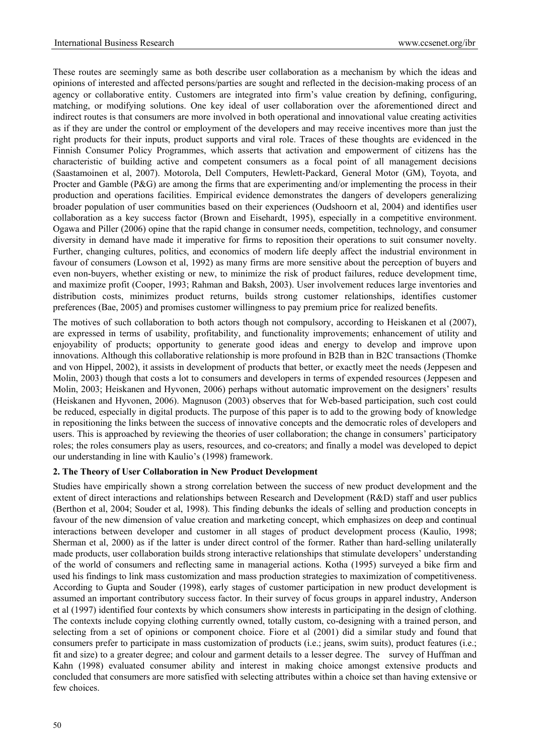These routes are seemingly same as both describe user collaboration as a mechanism by which the ideas and opinions of interested and affected persons/parties are sought and reflected in the decision-making process of an agency or collaborative entity. Customers are integrated into firm's value creation by defining, configuring, matching, or modifying solutions. One key ideal of user collaboration over the aforementioned direct and indirect routes is that consumers are more involved in both operational and innovational value creating activities as if they are under the control or employment of the developers and may receive incentives more than just the right products for their inputs, product supports and viral role. Traces of these thoughts are evidenced in the Finnish Consumer Policy Programmes, which asserts that activation and empowerment of citizens has the characteristic of building active and competent consumers as a focal point of all management decisions (Saastamoinen et al, 2007). Motorola, Dell Computers, Hewlett-Packard, General Motor (GM), Toyota, and Procter and Gamble (P&G) are among the firms that are experimenting and/or implementing the process in their production and operations facilities. Empirical evidence demonstrates the dangers of developers generalizing broader population of user communities based on their experiences (Oudshoorn et al, 2004) and identifies user collaboration as a key success factor (Brown and Eisehardt, 1995), especially in a competitive environment. Ogawa and Piller (2006) opine that the rapid change in consumer needs, competition, technology, and consumer diversity in demand have made it imperative for firms to reposition their operations to suit consumer novelty. Further, changing cultures, politics, and economics of modern life deeply affect the industrial environment in favour of consumers (Lowson et al, 1992) as many firms are more sensitive about the perception of buyers and even non-buyers, whether existing or new, to minimize the risk of product failures, reduce development time, and maximize profit (Cooper, 1993; Rahman and Baksh, 2003). User involvement reduces large inventories and distribution costs, minimizes product returns, builds strong customer relationships, identifies customer preferences (Bae, 2005) and promises customer willingness to pay premium price for realized benefits.

The motives of such collaboration to both actors though not compulsory, according to Heiskanen et al (2007), are expressed in terms of usability, profitability, and functionality improvements; enhancement of utility and enjoyability of products; opportunity to generate good ideas and energy to develop and improve upon innovations. Although this collaborative relationship is more profound in B2B than in B2C transactions (Thomke and von Hippel, 2002), it assists in development of products that better, or exactly meet the needs (Jeppesen and Molin, 2003) though that costs a lot to consumers and developers in terms of expended resources (Jeppesen and Molin, 2003; Heiskanen and Hyvonen, 2006) perhaps without automatic improvement on the designers' results (Heiskanen and Hyvonen, 2006). Magnuson (2003) observes that for Web-based participation, such cost could be reduced, especially in digital products. The purpose of this paper is to add to the growing body of knowledge in repositioning the links between the success of innovative concepts and the democratic roles of developers and users. This is approached by reviewing the theories of user collaboration; the change in consumers' participatory roles; the roles consumers play as users, resources, and co-creators; and finally a model was developed to depict our understanding in line with Kaulio's (1998) framework.

## 2. The Theory of User Collaboration in New Product Development

Studies have empirically shown a strong correlation between the success of new product development and the extent of direct interactions and relationships between Research and Development (R&D) staff and user publics (Berthon et al, 2004; Souder et al, 1998). This finding debunks the ideals of selling and production concepts in favour of the new dimension of value creation and marketing concept, which emphasizes on deep and continual interactions between developer and customer in all stages of product development process (Kaulio, 1998; Sherman et al, 2000) as if the latter is under direct control of the former. Rather than hard-selling unilaterally made products, user collaboration builds strong interactive relationships that stimulate developers' understanding of the world of consumers and reflecting same in managerial actions. Kotha (1995) surveyed a bike firm and used his findings to link mass customization and mass production strategies to maximization of competitiveness. According to Gupta and Souder (1998), early stages of customer participation in new product development is assumed an important contributory success factor. In their survey of focus groups in apparel industry, Anderson et al (1997) identified four contexts by which consumers show interests in participating in the design of clothing. The contexts include copying clothing currently owned, totally custom, co-designing with a trained person, and selecting from a set of opinions or component choice. Fiore et al (2001) did a similar study and found that consumers prefer to participate in mass customization of products (i.e.; jeans, swim suits), product features (i.e.; fit and size) to a greater degree; and colour and garment details to a lesser degree. The survey of Huffman and Kahn (1998) evaluated consumer ability and interest in making choice amongst extensive products and concluded that consumers are more satisfied with selecting attributes within a choice set than having extensive or few choices.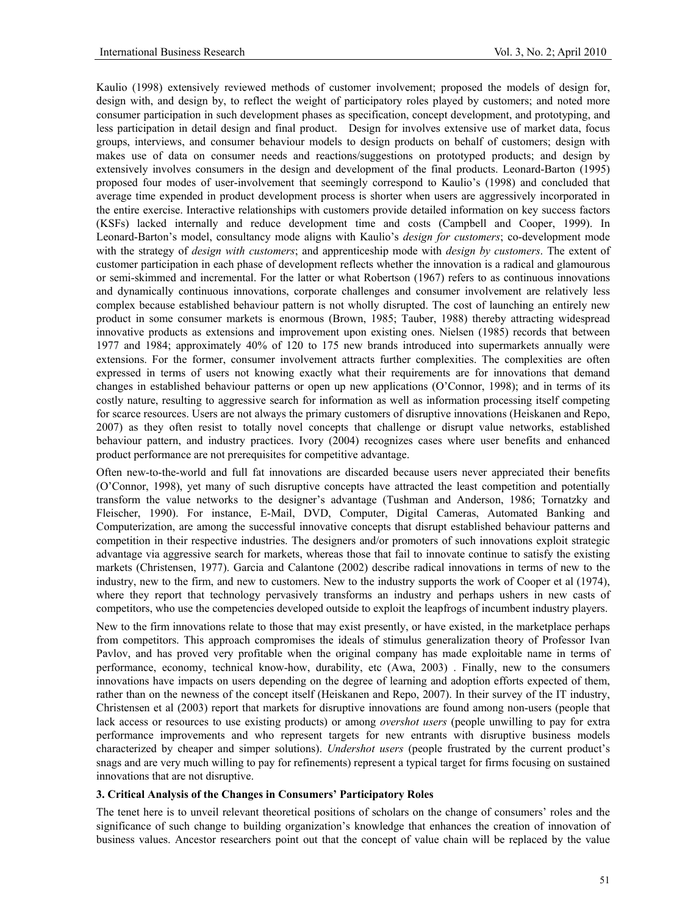Kaulio (1998) extensively reviewed methods of customer involvement; proposed the models of design for, design with, and design by, to reflect the weight of participatory roles played by customers; and noted more consumer participation in such development phases as specification, concept development, and prototyping, and less participation in detail design and final product. Design for involves extensive use of market data, focus groups, interviews, and consumer behaviour models to design products on behalf of customers; design with makes use of data on consumer needs and reactions/suggestions on prototyped products; and design by extensively involves consumers in the design and development of the final products. Leonard-Barton (1995) proposed four modes of user-involvement that seemingly correspond to Kaulio's (1998) and concluded that average time expended in product development process is shorter when users are aggressively incorporated in the entire exercise. Interactive relationships with customers provide detailed information on key success factors (KSFs) lacked internally and reduce development time and costs (Campbell and Cooper, 1999). In Leonard-Barton's model, consultancy mode aligns with Kaulio's *design for customers*; co-development mode with the strategy of *design with customers*; and apprenticeship mode with *design by customers*. The extent of customer participation in each phase of development reflects whether the innovation is a radical and glamourous or semi-skimmed and incremental. For the latter or what Robertson (1967) refers to as continuous innovations and dynamically continuous innovations, corporate challenges and consumer involvement are relatively less complex because established behaviour pattern is not wholly disrupted. The cost of launching an entirely new product in some consumer markets is enormous (Brown, 1985; Tauber, 1988) thereby attracting widespread innovative products as extensions and improvement upon existing ones. Nielsen (1985) records that between 1977 and 1984; approximately 40% of 120 to 175 new brands introduced into supermarkets annually were extensions. For the former, consumer involvement attracts further complexities. The complexities are often expressed in terms of users not knowing exactly what their requirements are for innovations that demand changes in established behaviour patterns or open up new applications (O'Connor, 1998); and in terms of its costly nature, resulting to aggressive search for information as well as information processing itself competing for scarce resources. Users are not always the primary customers of disruptive innovations (Heiskanen and Repo, 2007) as they often resist to totally novel concepts that challenge or disrupt value networks, established behaviour pattern, and industry practices. Ivory (2004) recognizes cases where user benefits and enhanced product performance are not prerequisites for competitive advantage.

Often new-to-the-world and full fat innovations are discarded because users never appreciated their benefits (O'Connor, 1998), yet many of such disruptive concepts have attracted the least competition and potentially transform the value networks to the designer's advantage (Tushman and Anderson, 1986; Tornatzky and Fleischer, 1990). For instance, E-Mail, DVD, Computer, Digital Cameras, Automated Banking and Computerization, are among the successful innovative concepts that disrupt established behaviour patterns and competition in their respective industries. The designers and/or promoters of such innovations exploit strategic advantage via aggressive search for markets, whereas those that fail to innovate continue to satisfy the existing markets (Christensen, 1977). Garcia and Calantone (2002) describe radical innovations in terms of new to the industry, new to the firm, and new to customers. New to the industry supports the work of Cooper et al (1974), where they report that technology pervasively transforms an industry and perhaps ushers in new casts of competitors, who use the competencies developed outside to exploit the leapfrogs of incumbent industry players.

New to the firm innovations relate to those that may exist presently, or have existed, in the marketplace perhaps from competitors. This approach compromises the ideals of stimulus generalization theory of Professor Ivan Pavlov, and has proved very profitable when the original company has made exploitable name in terms of performance, economy, technical know-how, durability, etc (Awa, 2003) . Finally, new to the consumers innovations have impacts on users depending on the degree of learning and adoption efforts expected of them, rather than on the newness of the concept itself (Heiskanen and Repo, 2007). In their survey of the IT industry, Christensen et al (2003) report that markets for disruptive innovations are found among non-users (people that lack access or resources to use existing products) or among *overshot users* (people unwilling to pay for extra performance improvements and who represent targets for new entrants with disruptive business models characterized by cheaper and simper solutions). *Undershot users* (people frustrated by the current product's snags and are very much willing to pay for refinements) represent a typical target for firms focusing on sustained innovations that are not disruptive.

### 3. Critical Analysis of the Changes in Consumers' Participatory Roles

The tenet here is to unveil relevant theoretical positions of scholars on the change of consumers' roles and the significance of such change to building organization's knowledge that enhances the creation of innovation of business values. Ancestor researchers point out that the concept of value chain will be replaced by the value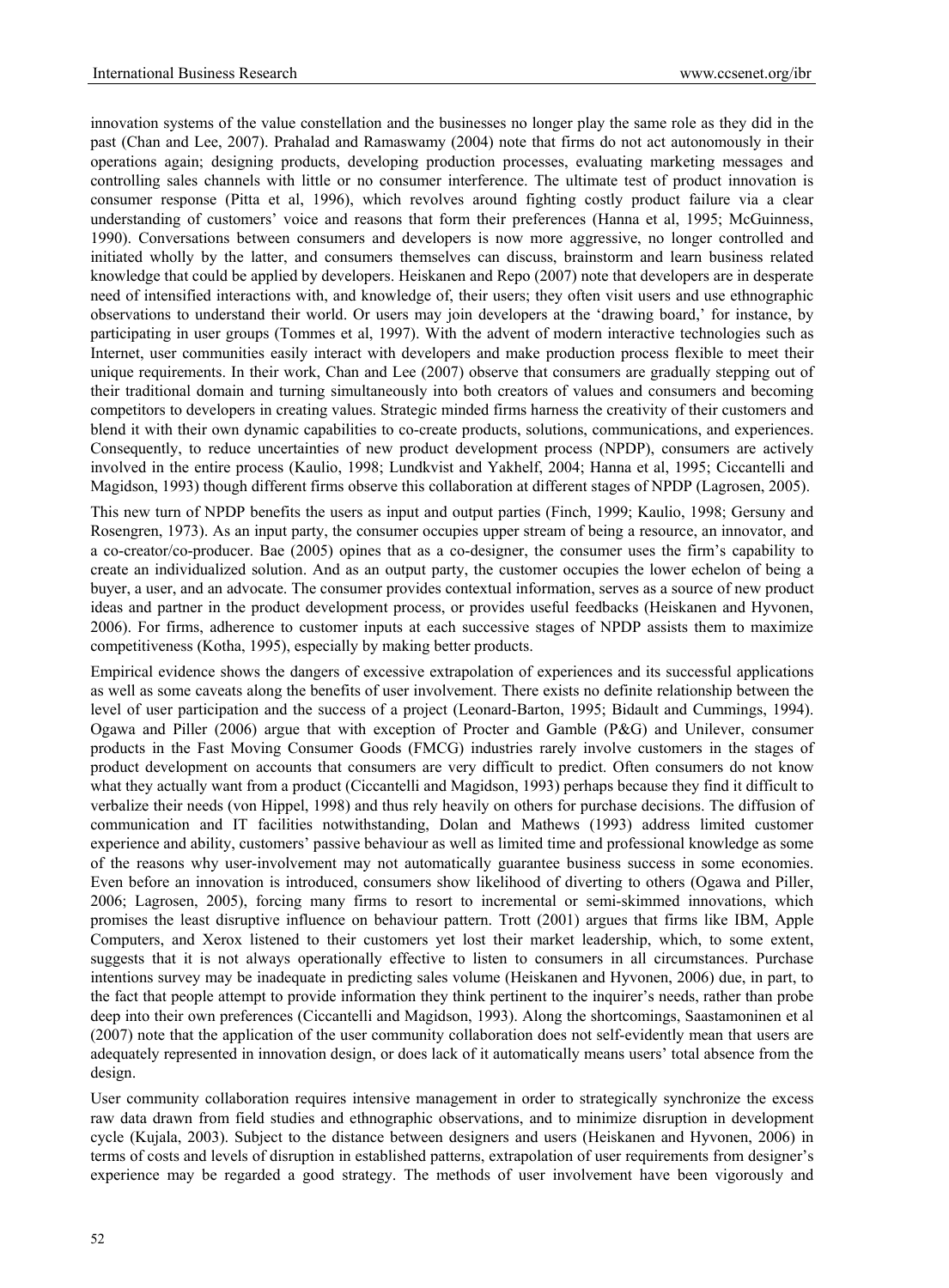innovation systems of the value constellation and the businesses no longer play the same role as they did in the past (Chan and Lee, 2007). Prahalad and Ramaswamy (2004) note that firms do not act autonomously in their operations again; designing products, developing production processes, evaluating marketing messages and controlling sales channels with little or no consumer interference. The ultimate test of product innovation is consumer response (Pitta et al, 1996), which revolves around fighting costly product failure via a clear understanding of customers' voice and reasons that form their preferences (Hanna et al, 1995; McGuinness, 1990). Conversations between consumers and developers is now more aggressive, no longer controlled and initiated wholly by the latter, and consumers themselves can discuss, brainstorm and learn business related knowledge that could be applied by developers. Heiskanen and Repo (2007) note that developers are in desperate need of intensified interactions with, and knowledge of, their users; they often visit users and use ethnographic observations to understand their world. Or users may join developers at the 'drawing board,' for instance, by participating in user groups (Tommes et al, 1997). With the advent of modern interactive technologies such as Internet, user communities easily interact with developers and make production process flexible to meet their unique requirements. In their work, Chan and Lee (2007) observe that consumers are gradually stepping out of their traditional domain and turning simultaneously into both creators of values and consumers and becoming competitors to developers in creating values. Strategic minded firms harness the creativity of their customers and blend it with their own dynamic capabilities to co-create products, solutions, communications, and experiences. Consequently, to reduce uncertainties of new product development process (NPDP), consumers are actively involved in the entire process (Kaulio, 1998; Lundkvist and Yakhelf, 2004; Hanna et al, 1995; Ciccantelli and Magidson, 1993) though different firms observe this collaboration at different stages of NPDP (Lagrosen, 2005).

This new turn of NPDP benefits the users as input and output parties (Finch, 1999; Kaulio, 1998; Gersuny and Rosengren, 1973). As an input party, the consumer occupies upper stream of being a resource, an innovator, and a co-creator/co-producer. Bae (2005) opines that as a co-designer, the consumer uses the firm's capability to create an individualized solution. And as an output party, the customer occupies the lower echelon of being a buyer, a user, and an advocate. The consumer provides contextual information, serves as a source of new product ideas and partner in the product development process, or provides useful feedbacks (Heiskanen and Hyvonen, 2006). For firms, adherence to customer inputs at each successive stages of NPDP assists them to maximize competitiveness (Kotha, 1995), especially by making better products.

Empirical evidence shows the dangers of excessive extrapolation of experiences and its successful applications as well as some caveats along the benefits of user involvement. There exists no definite relationship between the level of user participation and the success of a project (Leonard-Barton, 1995; Bidault and Cummings, 1994). Ogawa and Piller (2006) argue that with exception of Procter and Gamble (P&G) and Unilever, consumer products in the Fast Moving Consumer Goods (FMCG) industries rarely involve customers in the stages of product development on accounts that consumers are very difficult to predict. Often consumers do not know what they actually want from a product (Ciccantelli and Magidson, 1993) perhaps because they find it difficult to verbalize their needs (von Hippel, 1998) and thus rely heavily on others for purchase decisions. The diffusion of communication and IT facilities notwithstanding, Dolan and Mathews (1993) address limited customer experience and ability, customers' passive behaviour as well as limited time and professional knowledge as some of the reasons why user-involvement may not automatically guarantee business success in some economies. Even before an innovation is introduced, consumers show likelihood of diverting to others (Ogawa and Piller, 2006; Lagrosen, 2005), forcing many firms to resort to incremental or semi-skimmed innovations, which promises the least disruptive influence on behaviour pattern. Trott (2001) argues that firms like IBM, Apple Computers, and Xerox listened to their customers yet lost their market leadership, which, to some extent, suggests that it is not always operationally effective to listen to consumers in all circumstances. Purchase intentions survey may be inadequate in predicting sales volume (Heiskanen and Hyvonen, 2006) due, in part, to the fact that people attempt to provide information they think pertinent to the inquirer's needs, rather than probe deep into their own preferences (Ciccantelli and Magidson, 1993). Along the shortcomings, Saastamoninen et al (2007) note that the application of the user community collaboration does not self-evidently mean that users are adequately represented in innovation design, or does lack of it automatically means users' total absence from the design.

User community collaboration requires intensive management in order to strategically synchronize the excess raw data drawn from field studies and ethnographic observations, and to minimize disruption in development cycle (Kujala, 2003). Subject to the distance between designers and users (Heiskanen and Hyvonen, 2006) in terms of costs and levels of disruption in established patterns, extrapolation of user requirements from designer's experience may be regarded a good strategy. The methods of user involvement have been vigorously and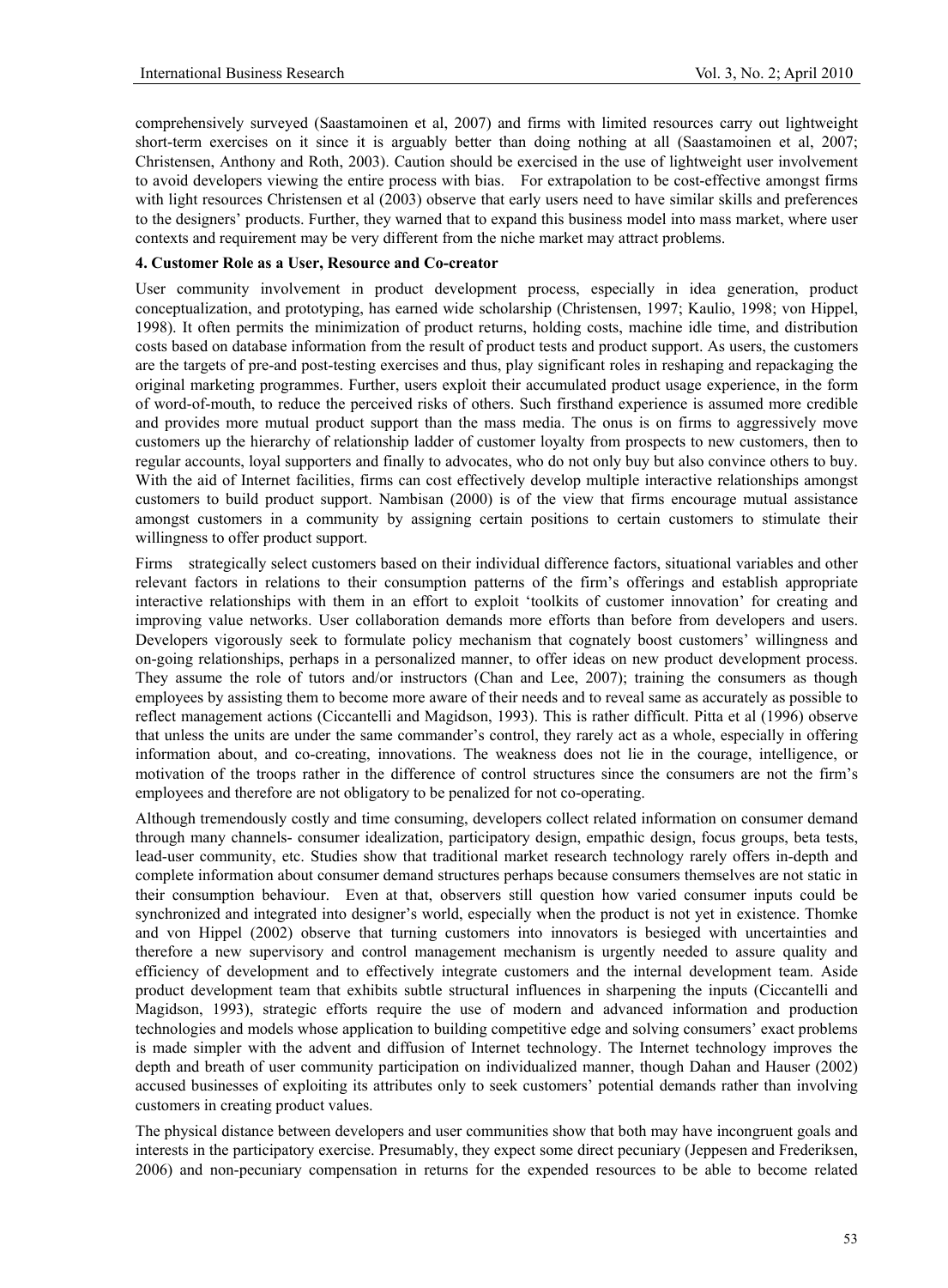comprehensively surveyed (Saastamoinen et al, 2007) and firms with limited resources carry out lightweight short-term exercises on it since it is arguably better than doing nothing at all (Saastamoinen et al, 2007; Christensen, Anthony and Roth, 2003). Caution should be exercised in the use of lightweight user involvement to avoid developers viewing the entire process with bias. For extrapolation to be cost-effective amongst firms with light resources Christensen et al (2003) observe that early users need to have similar skills and preferences to the designers' products. Further, they warned that to expand this business model into mass market, where user contexts and requirement may be very different from the niche market may attract problems.

## 4. Customer Role as a User, Resource and Co-creator

User community involvement in product development process, especially in idea generation, product conceptualization, and prototyping, has earned wide scholarship (Christensen, 1997; Kaulio, 1998; von Hippel, 1998). It often permits the minimization of product returns, holding costs, machine idle time, and distribution costs based on database information from the result of product tests and product support. As users, the customers are the targets of pre-and post-testing exercises and thus, play significant roles in reshaping and repackaging the original marketing programmes. Further, users exploit their accumulated product usage experience, in the form of word-of-mouth, to reduce the perceived risks of others. Such firsthand experience is assumed more credible and provides more mutual product support than the mass media. The onus is on firms to aggressively move customers up the hierarchy of relationship ladder of customer loyalty from prospects to new customers, then to regular accounts, loyal supporters and finally to advocates, who do not only buy but also convince others to buy. With the aid of Internet facilities, firms can cost effectively develop multiple interactive relationships amongst customers to build product support. Nambisan (2000) is of the view that firms encourage mutual assistance amongst customers in a community by assigning certain positions to certain customers to stimulate their willingness to offer product support.

Firms strategically select customers based on their individual difference factors, situational variables and other relevant factors in relations to their consumption patterns of the firm's offerings and establish appropriate interactive relationships with them in an effort to exploit 'toolkits of customer innovation' for creating and improving value networks. User collaboration demands more efforts than before from developers and users. Developers vigorously seek to formulate policy mechanism that cognately boost customers' willingness and on-going relationships, perhaps in a personalized manner, to offer ideas on new product development process. They assume the role of tutors and/or instructors (Chan and Lee, 2007); training the consumers as though employees by assisting them to become more aware of their needs and to reveal same as accurately as possible to reflect management actions (Ciccantelli and Magidson, 1993). This is rather difficult. Pitta et al (1996) observe that unless the units are under the same commander's control, they rarely act as a whole, especially in offering information about, and co-creating, innovations. The weakness does not lie in the courage, intelligence, or motivation of the troops rather in the difference of control structures since the consumers are not the firm's employees and therefore are not obligatory to be penalized for not co-operating.

Although tremendously costly and time consuming, developers collect related information on consumer demand through many channels- consumer idealization, participatory design, empathic design, focus groups, beta tests, lead-user community, etc. Studies show that traditional market research technology rarely offers in-depth and complete information about consumer demand structures perhaps because consumers themselves are not static in their consumption behaviour. Even at that, observers still question how varied consumer inputs could be synchronized and integrated into designer's world, especially when the product is not yet in existence. Thomke and von Hippel (2002) observe that turning customers into innovators is besieged with uncertainties and therefore a new supervisory and control management mechanism is urgently needed to assure quality and efficiency of development and to effectively integrate customers and the internal development team. Aside product development team that exhibits subtle structural influences in sharpening the inputs (Ciccantelli and Magidson, 1993), strategic efforts require the use of modern and advanced information and production technologies and models whose application to building competitive edge and solving consumers' exact problems is made simpler with the advent and diffusion of Internet technology. The Internet technology improves the depth and breath of user community participation on individualized manner, though Dahan and Hauser (2002) accused businesses of exploiting its attributes only to seek customers' potential demands rather than involving customers in creating product values.

The physical distance between developers and user communities show that both may have incongruent goals and interests in the participatory exercise. Presumably, they expect some direct pecuniary (Jeppesen and Frederiksen, 2006) and non-pecuniary compensation in returns for the expended resources to be able to become related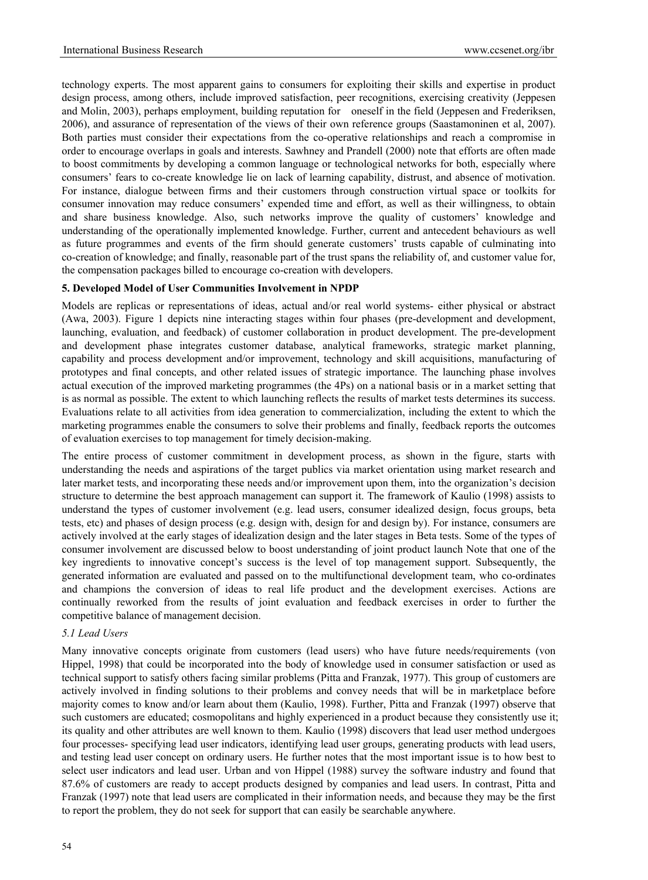technology experts. The most apparent gains to consumers for exploiting their skills and expertise in product design process, among others, include improved satisfaction, peer recognitions, exercising creativity (Jeppesen and Molin, 2003), perhaps employment, building reputation for oneself in the field (Jeppesen and Frederiksen, 2006), and assurance of representation of the views of their own reference groups (Saastamoninen et al, 2007). Both parties must consider their expectations from the co-operative relationships and reach a compromise in order to encourage overlaps in goals and interests. Sawhney and Prandell (2000) note that efforts are often made to boost commitments by developing a common language or technological networks for both, especially where consumers' fears to co-create knowledge lie on lack of learning capability, distrust, and absence of motivation. For instance, dialogue between firms and their customers through construction virtual space or toolkits for consumer innovation may reduce consumers' expended time and effort, as well as their willingness, to obtain and share business knowledge. Also, such networks improve the quality of customers' knowledge and understanding of the operationally implemented knowledge. Further, current and antecedent behaviours as well as future programmes and events of the firm should generate customers' trusts capable of culminating into co-creation of knowledge; and finally, reasonable part of the trust spans the reliability of, and customer value for, the compensation packages billed to encourage co-creation with developers.

**5. Developed Model of User Communities Involvement in NPDP**

Models are replicas or representations of ideas, actual and/or real world systems- either physical or abstract (Awa, 2003). Figure 1 depicts nine interacting stages within four phases (pre-development and development, launching, evaluation, and feedback) of customer collaboration in product development. The pre-development and development phase integrates customer database, analytical frameworks, strategic market planning, capability and process development and/or improvement, technology and skill acquisitions, manufacturing of prototypes and final concepts, and other related issues of strategic importance. The launching phase involves actual execution of the improved marketing programmes (the 4Ps) on a national basis or in a market setting that is as normal as possible. The extent to which launching reflects the results of market tests determines its success. Evaluations relate to all activities from idea generation to commercialization, including the extent to which the marketing programmes enable the consumers to solve their problems and finally, feedback reports the outcomes of evaluation exercises to top management for timely decision-making.

The entire process of customer commitment in development process, as shown in the figure, starts with understanding the needs and aspirations of the target publics via market orientation using market research and later market tests, and incorporating these needs and/or improvement upon them, into the organization's decision structure to determine the best approach management can support it. The framework of Kaulio (1998) assists to understand the types of customer involvement (e.g. lead users, consumer idealized design, focus groups, beta tests, etc) and phases of design process (e.g. design with, design for and design by). For instance, consumers are actively involved at the early stages of idealization design and the later stages in Beta tests. Some of the types of consumer involvement are discussed below to boost understanding of joint product launch Note that one of the key ingredients to innovative concept's success is the level of top management support. Subsequently, the generated information are evaluated and passed on to the multifunctional development team, who co-ordinates and champions the conversion of ideas to real life product and the development exercises. Actions are continually reworked from the results of joint evaluation and feedback exercises in order to further the competitive balance of management decision.

*5.1 Lead Users*

Many innovative concepts originate from customers (lead users) who have future needs/requirements (von Hippel, 1998) that could be incorporated into the body of knowledge used in consumer satisfaction or used as technical support to satisfy others facing similar problems (Pitta and Franzak, 1977). This group of customers are actively involved in finding solutions to their problems and convey needs that will be in marketplace before majority comes to know and/or learn about them (Kaulio, 1998). Further, Pitta and Franzak (1997) observe that such customers are educated; cosmopolitans and highly experienced in a product because they consistently use it; its quality and other attributes are well known to them. Kaulio (1998) discovers that lead user method undergoes four processes- specifying lead user indicators, identifying lead user groups, generating products with lead users, and testing lead user concept on ordinary users. He further notes that the most important issue is to how best to select user indicators and lead user. Urban and von Hippel (1988) survey the software industry and found that 87.6% of customers are ready to accept products designed by companies and lead users. In contrast, Pitta and Franzak (1997) note that lead users are complicated in their information needs, and because they may be the first to report the problem, they do not seek for support that can easily be searchable anywhere.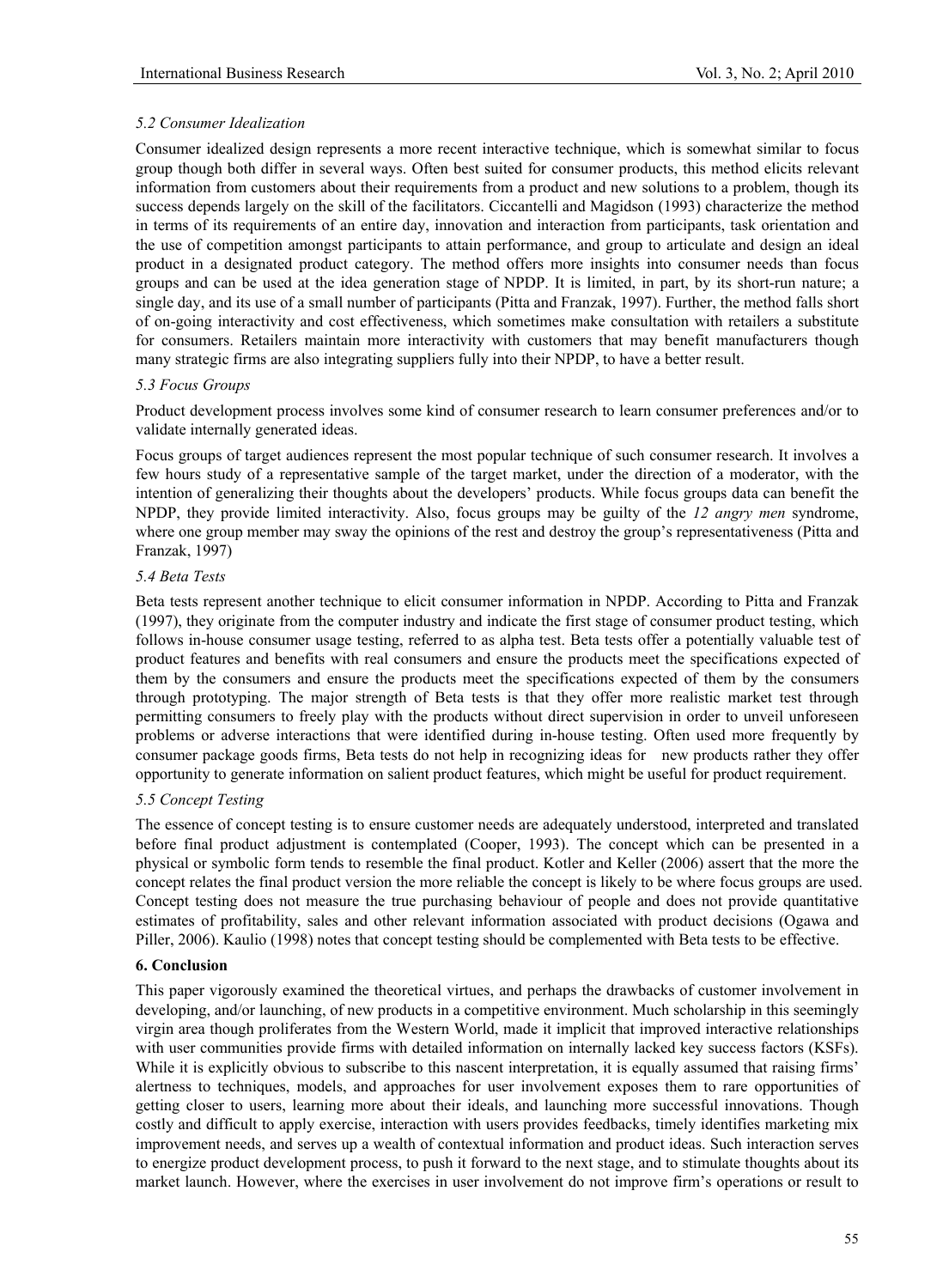### 5.2 Consumer Idealization

Consumer idealized design represents a more recent interactive technique, which is somewhat similar to focus group though both differ in several ways. Often best suited for consumer products, this method elicits relevant information from customers about their requirements from a product and new solutions to a problem, though its success depends largely on the skill of the facilitators. Ciccantelli and Magidson (1993) characterize the method in terms of its requirements of an entire day, innovation and interaction from participants, task orientation and the use of competition amongst participants to attain performance, and group to articulate and design an ideal product in a designated product category. The method offers more insights into consumer needs than focus groups and can be used at the idea generation stage of NPDP. It is limited, in part, by its short-run nature; a single day, and its use of a small number of participants (Pitta and Franzak, 1997). Further, the method falls short of on-going interactivity and cost effectiveness, which sometimes make consultation with retailers a substitute for consumers. Retailers maintain more interactivity with customers that may benefit manufacturers though many strategic firms are also integrating suppliers fully into their NPDP, to have a better result.

### 5.3 Focus Groups

Product development process involves some kind of consumer research to learn consumer preferences and/or to validate internally generated ideas.

Focus groups of target audiences represent the most popular technique of such consumer research. It involves a few hours study of a representative sample of the target market, under the direction of a moderator, with the intention of generalizing their thoughts about the developers' products. While focus groups data can benefit the NPDP, they provide limited interactivity. Also, focus groups may be guilty of the *12 angry men* syndrome, where one group member may sway the opinions of the rest and destroy the group's representativeness (Pitta and Franzak, 1997)

### 5.4 Beta Tests

Beta tests represent another technique to elicit consumer information in NPDP. According to Pitta and Franzak (1997), they originate from the computer industry and indicate the first stage of consumer product testing, which follows in-house consumer usage testing, referred to as alpha test. Beta tests offer a potentially valuable test of product features and benefits with real consumers and ensure the products meet the specifications expected of them by the consumers and ensure the products meet the specifications expected of them by the consumers through prototyping. The major strength of Beta tests is that they offer more realistic market test through permitting consumers to freely play with the products without direct supervision in order to unveil unforeseen problems or adverse interactions that were identified during in-house testing. Often used more frequently by consumer package goods firms, Beta tests do not help in recognizing ideas for new products rather they offer opportunity to generate information on salient product features, which might be useful for product requirement.

### 5.5 Concept Testing

The essence of concept testing is to ensure customer needs are adequately understood, interpreted and translated before final product adjustment is contemplated (Cooper, 1993). The concept which can be presented in a physical or symbolic form tends to resemble the final product. Kotler and Keller (2006) assert that the more the concept relates the final product version the more reliable the concept is likely to be where focus groups are used. Concept testing does not measure the true purchasing behaviour of people and does not provide quantitative estimates of profitability, sales and other relevant information associated with product decisions (Ogawa and Piller, 2006). Kaulio (1998) notes that concept testing should be complemented with Beta tests to be effective.

## 6. Conclusion

This paper vigorously examined the theoretical virtues, and perhaps the drawbacks of customer involvement in developing, and/or launching, of new products in a competitive environment. Much scholarship in this seemingly virgin area though proliferates from the Western World, made it implicit that improved interactive relationships with user communities provide firms with detailed information on internally lacked key success factors (KSFs). While it is explicitly obvious to subscribe to this nascent interpretation, it is equally assumed that raising firms' alertness to techniques, models, and approaches for user involvement exposes them to rare opportunities of getting closer to users, learning more about their ideals, and launching more successful innovations. Though costly and difficult to apply exercise, interaction with users provides feedbacks, timely identifies marketing mix improvement needs, and serves up a wealth of contextual information and product ideas. Such interaction serves to energize product development process, to push it forward to the next stage, and to stimulate thoughts about its market launch. However, where the exercises in user involvement do not improve firm's operations or result to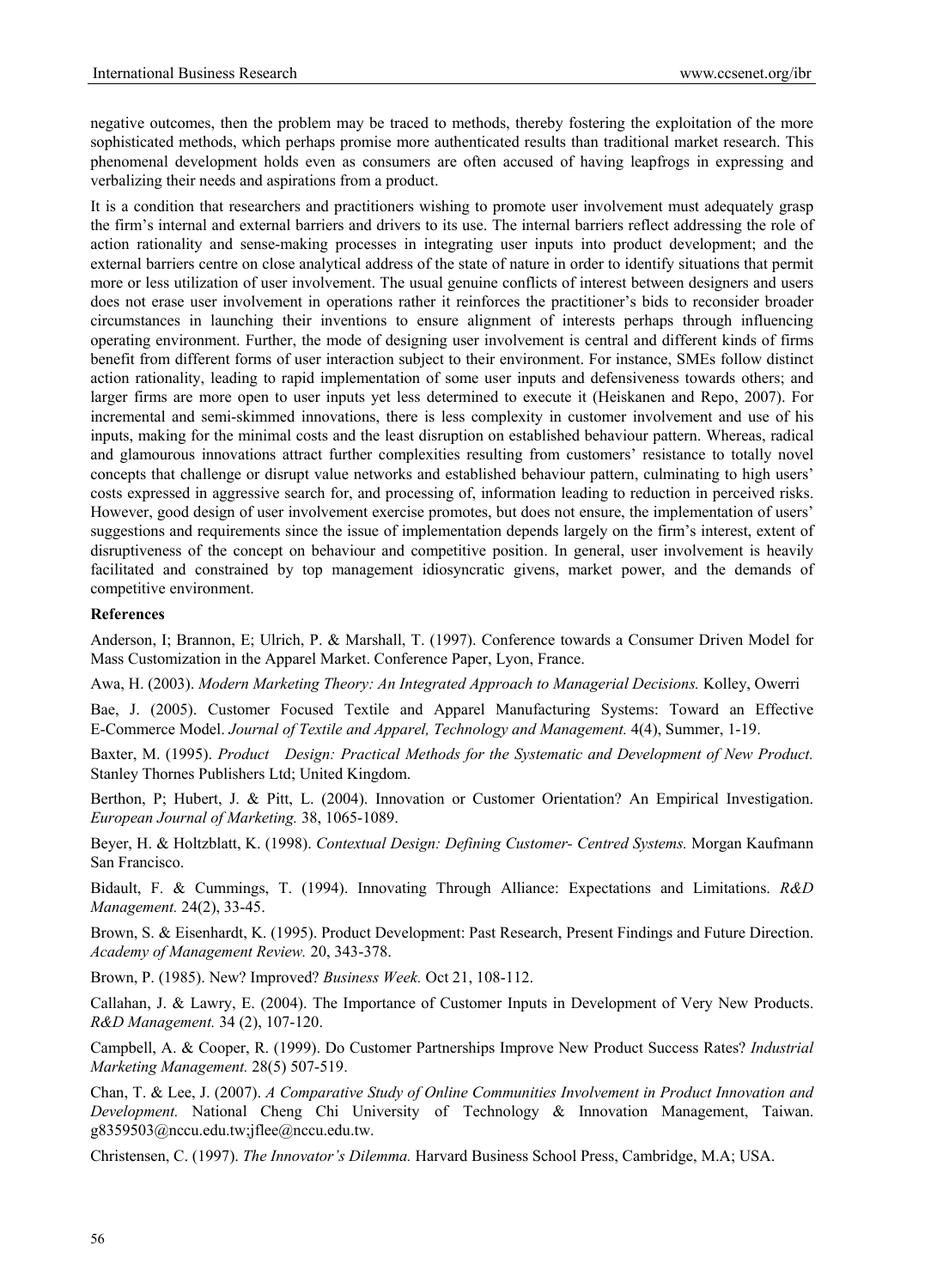negative outcomes, then the problem may be traced to methods, thereby fostering the exploitation of the more sophisticated methods, which perhaps promise more authenticated results than traditional market research. This phenomenal development holds even as consumers are often accused of having leapfrogs in expressing and verbalizing their needs and aspirations from a product.

It is a condition that researchers and practitioners wishing to promote user involvement must adequately grasp the firm's internal and external barriers and drivers to its use. The internal barriers reflect addressing the role of action rationality and sense-making processes in integrating user inputs into product development; and the external barriers centre on close analytical address of the state of nature in order to identify situations that permit more or less utilization of user involvement. The usual genuine conflicts of interest between designers and users does not erase user involvement in operations rather it reinforces the practitioner's bids to reconsider broader circumstances in launching their inventions to ensure alignment of interests perhaps through influencing operating environment. Further, the mode of designing user involvement is central and different kinds of firms benefit from different forms of user interaction subject to their environment. For instance, SMEs follow distinct action rationality, leading to rapid implementation of some user inputs and defensiveness towards others; and larger firms are more open to user inputs yet less determined to execute it (Heiskanen and Repo, 2007). For incremental and semi-skimmed innovations, there is less complexity in customer involvement and use of his inputs, making for the minimal costs and the least disruption on established behaviour pattern. Whereas, radical and glamourous innovations attract further complexities resulting from customers' resistance to totally novel concepts that challenge or disrupt value networks and established behaviour pattern, culminating to high users' costs expressed in aggressive search for, and processing of, information leading to reduction in perceived risks. However, good design of user involvement exercise promotes, but does not ensure, the implementation of users' suggestions and requirements since the issue of implementation depends largely on the firm's interest, extent of disruptiveness of the concept on behaviour and competitive position. In general, user involvement is heavily facilitated and constrained by top management idiosyncratic givens, market power, and the demands of competitive environment.

**References**

Anderson, I; Brannon, E; Ulrich, P. & Marshall, T. (1997). Conference towards a Consumer Driven Model for Mass Customization in the Apparel Market. Conference Paper, Lyon, France.

Awa, H. (2003). *Modern Marketing Theory: An Integrated Approach to Managerial Decisions.* Kolley, Owerri

Bae, J. (2005). Customer Focused Textile and Apparel Manufacturing Systems: Toward an Effective E-Commerce Model. *Journal of Textile and Apparel, Technology and Management.* 4(4), Summer, 1-19.

Baxter, M. (1995). *Product Design: Practical Methods for the Systematic and Development of New Product.* Stanley Thornes Publishers Ltd; United Kingdom.

Berthon, P; Hubert, J. & Pitt, L. (2004). Innovation or Customer Orientation? An Empirical Investigation. *European Journal of Marketing.* 38, 1065-1089.

Beyer, H. & Holtzblatt, K. (1998). *Contextual Design: Defining Customer- Centred Systems.* Morgan Kaufmann San Francisco.

Bidault, F. & Cummings, T. (1994). Innovating Through Alliance: Expectations and Limitations. *R&D Management.* 24(2), 33-45.

Brown, S. & Eisenhardt, K. (1995). Product Development: Past Research, Present Findings and Future Direction. *Academy of Management Review.* 20, 343-378.

Brown, P. (1985). New? Improved? *Business Week.* Oct 21, 108-112.

Callahan, J. & Lawry, E. (2004). The Importance of Customer Inputs in Development of Very New Products. *R&D Management.* 34 (2), 107-120.

Campbell, A. & Cooper, R. (1999). Do Customer Partnerships Improve New Product Success Rates? *Industrial Marketing Management.* 28(5) 507-519.

Chan, T. & Lee, J. (2007). *A Comparative Study of Online Communities Involvement in Product Innovation and Development.* National Cheng Chi University of Technology & Innovation Management, Taiwan. g8359503@nccu.edu.tw;jflee@nccu.edu.tw.

Christensen, C. (1997). *The Innovator's Dilemma.* Harvard Business School Press, Cambridge, M.A; USA.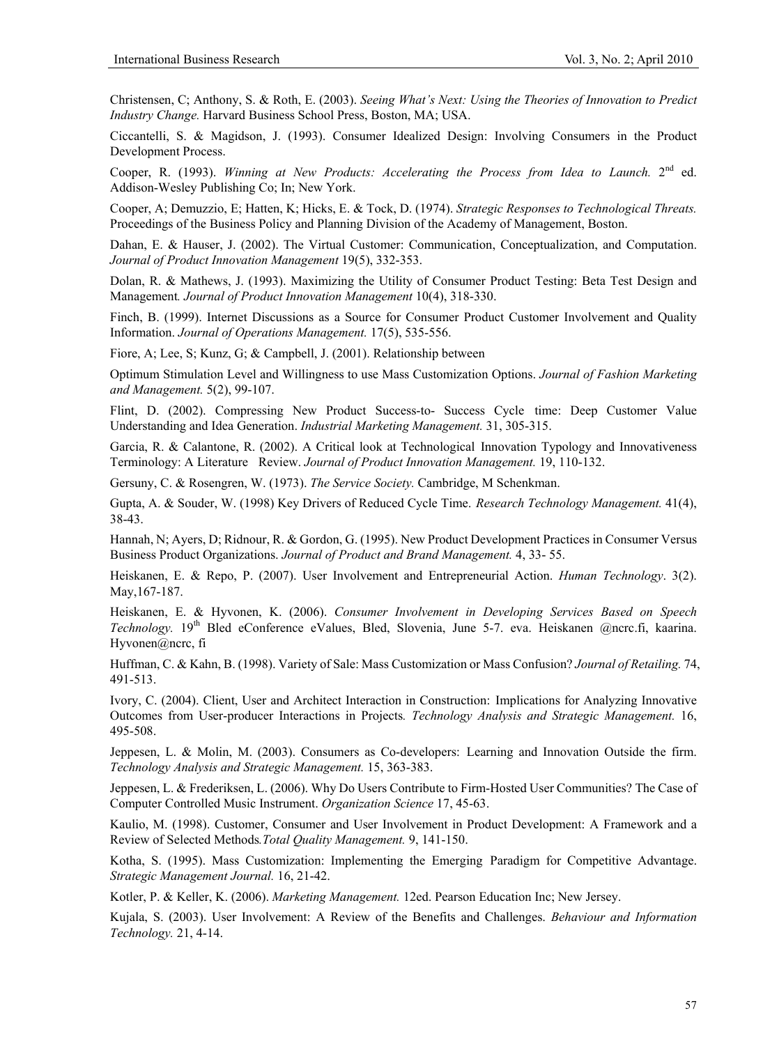Christensen, C; Anthony, S. & Roth, E. (2003). *Seeing What's Next: Using the Theories of Innovation to Predict Industry Change.* Harvard Business School Press, Boston, MA; USA.

Ciccantelli, S. & Magidson, J. (1993). Consumer Idealized Design: Involving Consumers in the Product Development Process.

Cooper, R. (1993). *Winning at New Products: Accelerating the Process from Idea to Launch.* 2nd ed. Addison-Wesley Publishing Co; In; New York.

Cooper, A; Demuzzio, E; Hatten, K; Hicks, E. & Tock, D. (1974). *Strategic Responses to Technological Threats.* Proceedings of the Business Policy and Planning Division of the Academy of Management, Boston.

Dahan, E. & Hauser, J. (2002). The Virtual Customer: Communication, Conceptualization, and Computation. *Journal of Product Innovation Management* 19(5), 332-353.

Dolan, R. & Mathews, J. (1993). Maximizing the Utility of Consumer Product Testing: Beta Test Design and Management*. Journal of Product Innovation Management* 10(4), 318-330.

Finch, B. (1999). Internet Discussions as a Source for Consumer Product Customer Involvement and Quality Information. *Journal of Operations Management.* 17(5), 535-556.

Fiore, A; Lee, S; Kunz, G; & Campbell, J. (2001). Relationship between

Optimum Stimulation Level and Willingness to use Mass Customization Options. *Journal of Fashion Marketing and Management.* 5(2), 99-107.

Flint, D. (2002). Compressing New Product Success-to- Success Cycle time: Deep Customer Value Understanding and Idea Generation. *Industrial Marketing Management.* 31, 305-315.

Garcia, R. & Calantone, R. (2002). A Critical look at Technological Innovation Typology and Innovativeness Terminology: A Literature Review. *Journal of Product Innovation Management.* 19, 110-132.

Gersuny, C. & Rosengren, W. (1973). *The Service Society.* Cambridge, M Schenkman.

Gupta, A. & Souder, W. (1998) Key Drivers of Reduced Cycle Time. *Research Technology Management.* 41(4), 38-43.

Hannah, N; Ayers, D; Ridnour, R. & Gordon, G. (1995). New Product Development Practices in Consumer Versus Business Product Organizations. *Journal of Product and Brand Management.* 4, 33- 55.

Heiskanen, E. & Repo, P. (2007). User Involvement and Entrepreneurial Action. *Human Technology*. 3(2). May,167-187.

Heiskanen, E. & Hyvonen, K. (2006). *Consumer Involvement in Developing Services Based on Speech Technology.* 19th Bled eConference eValues, Bled, Slovenia, June 5-7. eva. Heiskanen @ncrc.fi, kaarina. Hyvonen@ncrc, fi

Huffman, C. & Kahn, B. (1998). Variety of Sale: Mass Customization or Mass Confusion? *Journal of Retailing.* 74, 491-513.

Ivory, C. (2004). Client, User and Architect Interaction in Construction: Implications for Analyzing Innovative Outcomes from User-producer Interactions in Projects*. Technology Analysis and Strategic Management.* 16, 495-508.

Jeppesen, L. & Molin, M. (2003). Consumers as Co-developers: Learning and Innovation Outside the firm. *Technology Analysis and Strategic Management.* 15, 363-383.

Jeppesen, L. & Frederiksen, L. (2006). Why Do Users Contribute to Firm-Hosted User Communities? The Case of Computer Controlled Music Instrument. *Organization Science* 17, 45-63.

Kaulio, M. (1998). Customer, Consumer and User Involvement in Product Development: A Framework and a Review of Selected Methods*.Total Quality Management.* 9, 141-150.

Kotha, S. (1995). Mass Customization: Implementing the Emerging Paradigm for Competitive Advantage. *Strategic Management Journal.* 16, 21-42.

Kotler, P. & Keller, K. (2006). *Marketing Management.* 12ed. Pearson Education Inc; New Jersey.

Kujala, S. (2003). User Involvement: A Review of the Benefits and Challenges. *Behaviour and Information Technology.* 21, 4-14.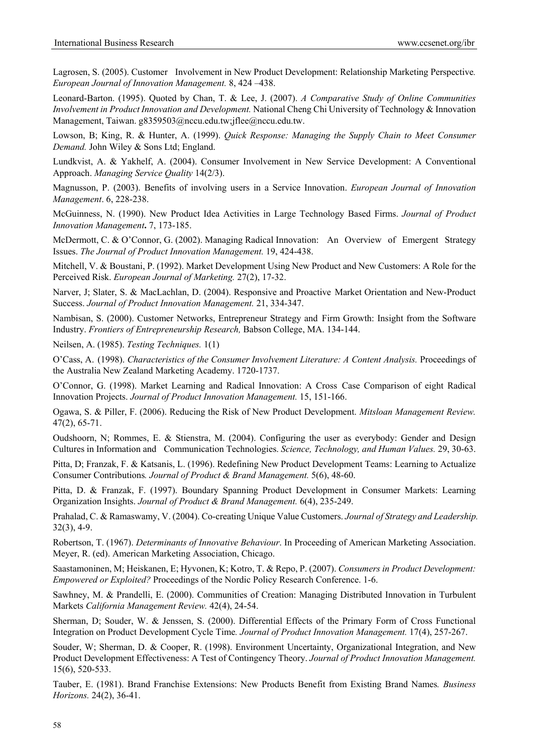Lagrosen, S. (2005). Customer Involvement in New Product Development: Relationship Marketing Perspective. *European Journal of Innovation Management.* 8, 424 –438.

Leonard-Barton. (1995). Quoted by Chan, T. & Lee, J. (2007). *A Comparative Study of Online Communities Involvement in Product Innovation and Development.* National Cheng Chi University of Technology & Innovation Management, Taiwan. g8359503@nccu.edu.tw;jflee@nccu.edu.tw.

Lowson, B; King, R. & Hunter, A. (1999). *Quick Response: Managing the Supply Chain to Meet Consumer Demand.* John Wiley & Sons Ltd; England.

Lundkvist, A. & Yakhelf, A. (2004). Consumer Involvement in New Service Development: A Conventional Approach. *Managing Service Quality* 14(2/3).

Magnusson, P. (2003). Benefits of involving users in a Service Innovation. *European Journal of Innovation Management*. 6, 228-238.

McGuinness, N. (1990). New Product Idea Activities in Large Technology Based Firms. *Journal of Product Innovation Management***.** 7, 173-185.

McDermott, C. & O'Connor, G. (2002). Managing Radical Innovation: An Overview of Emergent Strategy Issues. *The Journal of Product Innovation Management.* 19, 424-438.

Mitchell, V. & Boustani, P. (1992). Market Development Using New Product and New Customers: A Role for the Perceived Risk. *European Journal of Marketing.* 27(2), 17-32.

Narver, J; Slater, S. & MacLachlan, D. (2004). Responsive and Proactive Market Orientation and New-Product Success. *Journal of Product Innovation Management.* 21, 334-347.

Nambisan, S. (2000). Customer Networks, Entrepreneur Strategy and Firm Growth: Insight from the Software Industry. *Frontiers of Entrepreneurship Research,* Babson College, MA. 134-144.

Neilsen, A. (1985). *Testing Techniques.* 1(1)

O'Cass, A. (1998). *Characteristics of the Consumer Involvement Literature: A Content Analysis.* Proceedings of the Australia New Zealand Marketing Academy. 1720-1737.

O'Connor, G. (1998). Market Learning and Radical Innovation: A Cross Case Comparison of eight Radical Innovation Projects. *Journal of Product Innovation Management.* 15, 151-166.

Ogawa, S. & Piller, F. (2006). Reducing the Risk of New Product Development. *Mitsloan Management Review.* 47(2), 65-71.

Oudshoorn, N; Rommes, E. & Stienstra, M. (2004). Configuring the user as everybody: Gender and Design Cultures in Information and Communication Technologies. *Science, Technology, and Human Values.* 29, 30-63.

Pitta, D; Franzak, F. & Katsanis, L. (1996). Redefining New Product Development Teams: Learning to Actualize Consumer Contributions*. Journal of Product & Brand Management.* 5(6), 48-60.

Pitta, D. & Franzak, F. (1997). Boundary Spanning Product Development in Consumer Markets: Learning Organization Insights. *Journal of Product & Brand Management.* 6(4), 235-249.

Prahalad, C. & Ramaswamy, V. (2004). Co-creating Unique Value Customers. *Journal of Strategy and Leadership.* 32(3), 4-9.

Robertson, T. (1967). *Determinants of Innovative Behaviour*. In Proceeding of American Marketing Association. Meyer, R. (ed). American Marketing Association, Chicago.

Saastamoninen, M; Heiskanen, E; Hyvonen, K; Kotro, T. & Repo, P. (2007). *Consumers in Product Development: Empowered or Exploited?* Proceedings of the Nordic Policy Research Conference. 1-6.

Sawhney, M. & Prandelli, E. (2000). Communities of Creation: Managing Distributed Innovation in Turbulent Markets *California Management Review.* 42(4), 24-54.

Sherman, D; Souder, W. & Jenssen, S. (2000). Differential Effects of the Primary Form of Cross Functional Integration on Product Development Cycle Time*. Journal of Product Innovation Management.* 17(4), 257-267.

Souder, W; Sherman, D. & Cooper, R. (1998). Environment Uncertainty, Organizational Integration, and New Product Development Effectiveness: A Test of Contingency Theory. *Journal of Product Innovation Management.* 15(6), 520-533.

Tauber, E. (1981). Brand Franchise Extensions: New Products Benefit from Existing Brand Names*. Business Horizons.* 24(2), 36-41.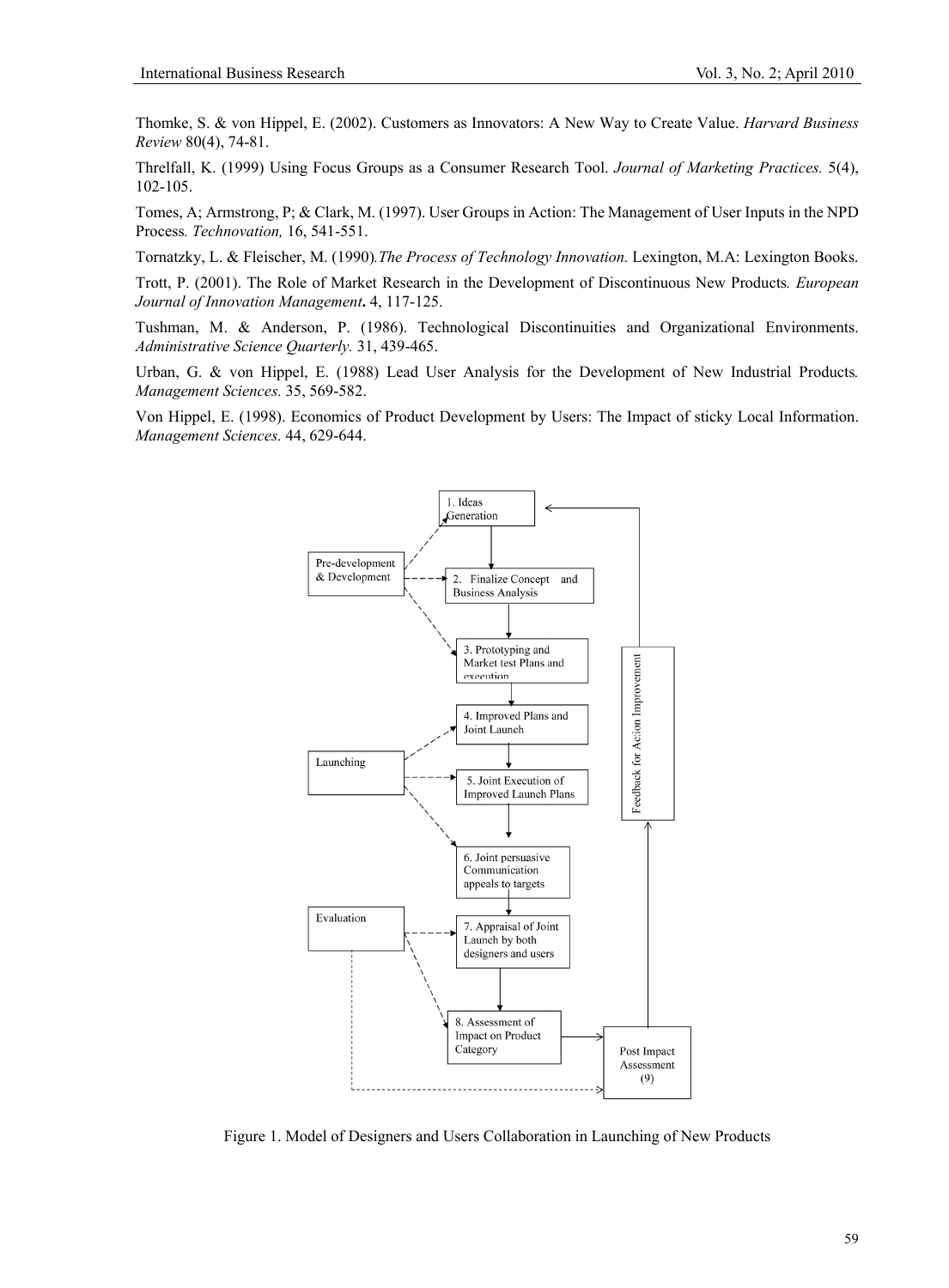Thomke, S. & von Hippel, E. (2002). Customers as Innovators: A New Way to Create Value. *Harvard Business Review* 80(4), 74-81.

Threlfall, K. (1999) Using Focus Groups as a Consumer Research Tool. *Journal of Marketing Practices.* 5(4), 102-105.

Tomes, A; Armstrong, P; & Clark, M. (1997). User Groups in Action: The Management of User Inputs in the NPD Process*. Technovation,* 16, 541-551.

Tornatzky, L. & Fleischer, M. (1990)*.The Process of Technology Innovation.* Lexington, M.A: Lexington Books.

Trott, P. (2001). The Role of Market Research in the Development of Discontinuous New Products*. European Journal of Innovation Management***.** 4, 117-125.

Tushman, M. & Anderson, P. (1986). Technological Discontinuities and Organizational Environments. *Administrative Science Quarterly.* 31, 439-465.

Urban, G. & von Hippel, E. (1988) Lead User Analysis for the Development of New Industrial Products*. Management Sciences.* 35, 569-582.

Von Hippel, E. (1998). Economics of Product Development by Users: The Impact of sticky Local Information. *Management Sciences.* 44, 629-644.

1. Ideas Generation

Pre-development & Development

2. Finalize Concept and Business Analysis

3. Prototyping and Market test Plans and execution

4. Improved Plans and Joint Launch

Launching

5. Joint Execution of Improved Launch Plans

6. Joint persuasive Communication appeals to targets

Evaluation

7. Appraisal of Joint Launch by both designers and users

8. Assessment of Impact on Product Category

Post Impact Assessment (9)

Feedback for Action Improvement

Figure 1. Model of Designers and Users Collaboration in Launching of New Products